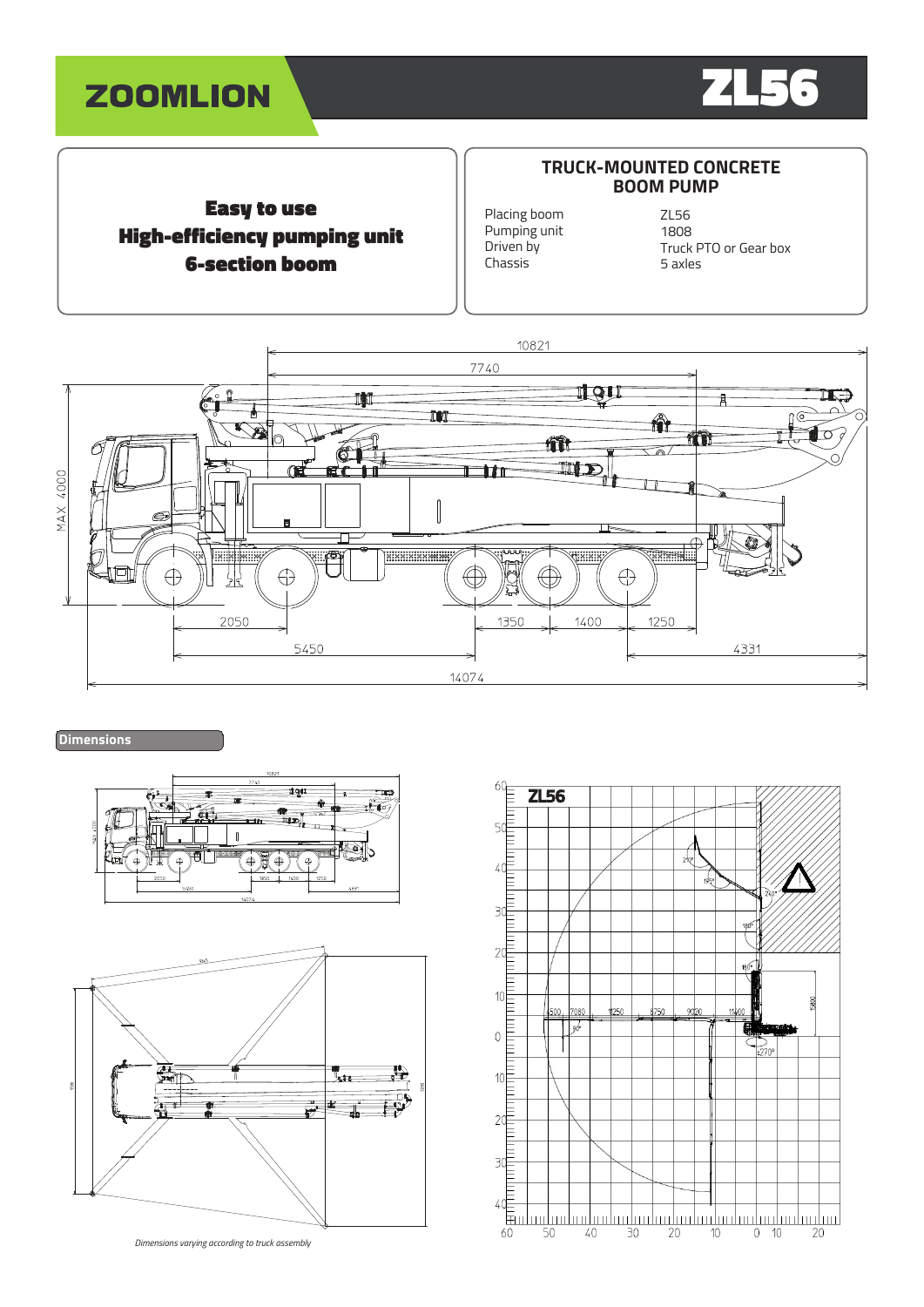# ZOOMLION

# ZL56

**Easy to use**
**High-efficiency pumping unit**
**6-section boom**

## TRUCK-MOUNTED CONCRETE BOOM PUMP

| | |
|---|---|
| Placing boom | ZL56 |
| Pumping unit | 1808 |
| Driven by | Truck PTO or Gear box |
| Chassis | 5 axles |

10821

7740

MAX 4000

2050

5450

1350

1400

1250

4331

14074

## Dimensions

*Dimensions varying according to truck assembly*

ZL56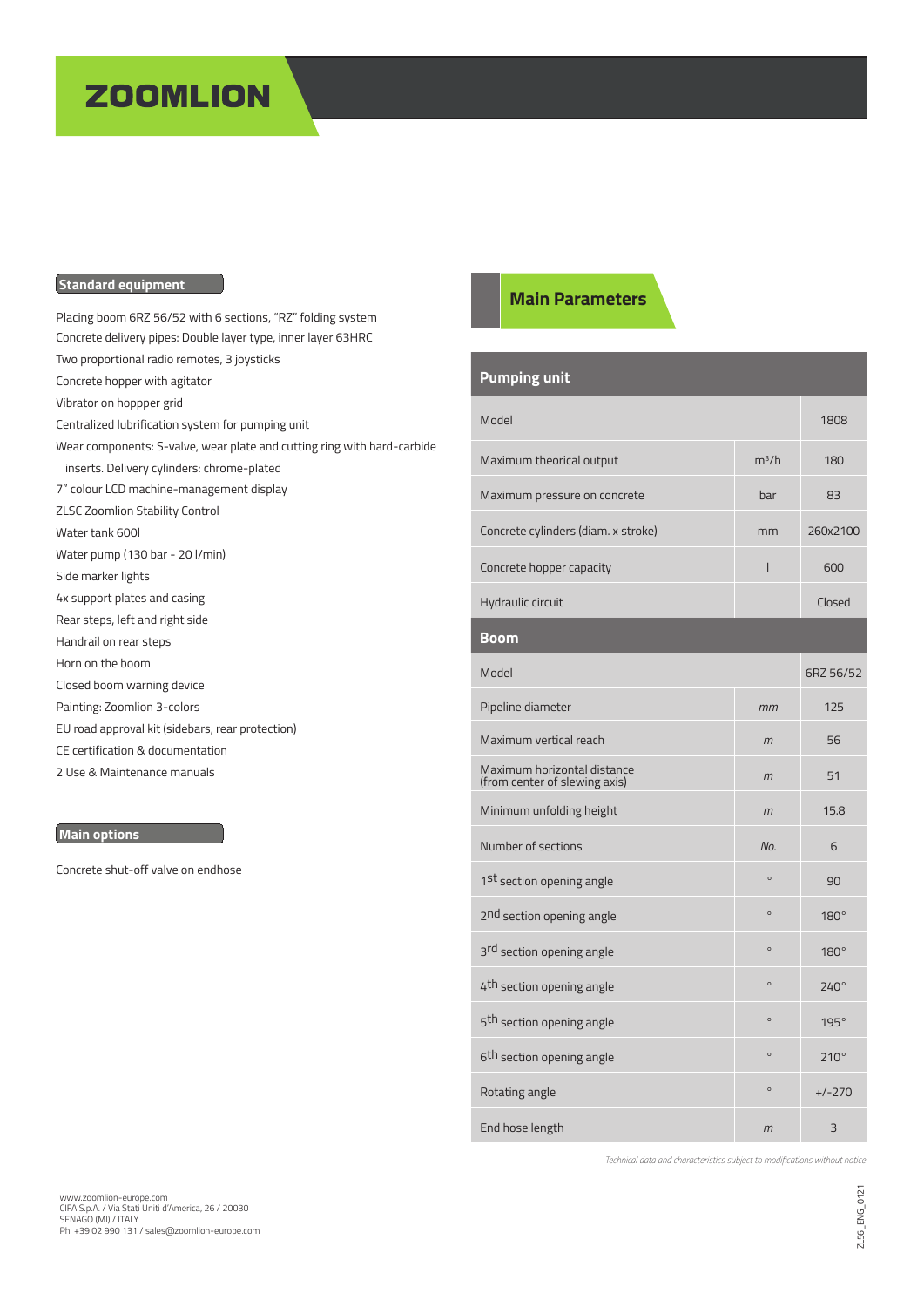ZOOMLION

## Standard equipment

Placing boom 6RZ 56/52 with 6 sections, "RZ" folding system
Concrete delivery pipes: Double layer type, inner layer 63HRC
Two proportional radio remotes, 3 joysticks
Concrete hopper with agitator
Vibrator on hoppper grid
Centralized lubrification system for pumping unit
Wear components: S-valve, wear plate and cutting ring with hard-carbide inserts. Delivery cylinders: chrome-plated
7" colour LCD machine-management display
ZLSC Zoomlion Stability Control
Water tank 600l
Water pump (130 bar - 20 l/min)
Side marker lights
4x support plates and casing
Rear steps, left and right side
Handrail on rear steps
Horn on the boom
Closed boom warning device
Painting: Zoomlion 3-colors
EU road approval kit (sidebars, rear protection)
CE certification & documentation
2 Use & Maintenance manuals

## Main options

Concrete shut-off valve on endhose

## Main Parameters

| Pumping unit | | |
|---|---|---|
| Model | | 1808 |
| Maximum theorical output | $m^3/h$ | 180 |
| Maximum pressure on concrete | bar | 83 |
| Concrete cylinders (diam. x stroke) | mm | 260x2100 |
| Concrete hopper capacity | l | 600 |
| Hydraulic circuit | | Closed |
| **Boom** | | |
| Model | | 6RZ 56/52 |
| Pipeline diameter | *mm* | 125 |
| Maximum vertical reach | *m* | 56 |
| Maximum horizontal distance (from center of slewing axis) | *m* | 51 |
| Minimum unfolding height | *m* | 15.8 |
| Number of sections | *No.* | 6 |
| 1st section opening angle | ° | 90 |
| 2nd section opening angle | ° | 180° |
| 3rd section opening angle | ° | 180° |
| 4th section opening angle | ° | 240° |
| 5th section opening angle | ° | 195° |
| 6th section opening angle | ° | 210° |
| Rotating angle | ° | +/-270 |
| End hose length | *m* | 3 |

*Technical data and characteristics subject to modifications without notice*

www.zoomlion-europe.com
CIFA S.p.A. / Via Stati Uniti d'America, 26 / 20030
SENAGO (MI) / ITALY
Ph. +39 02 990 131 / sales@zoomlion-europe.com

ZL56_ENG_0121